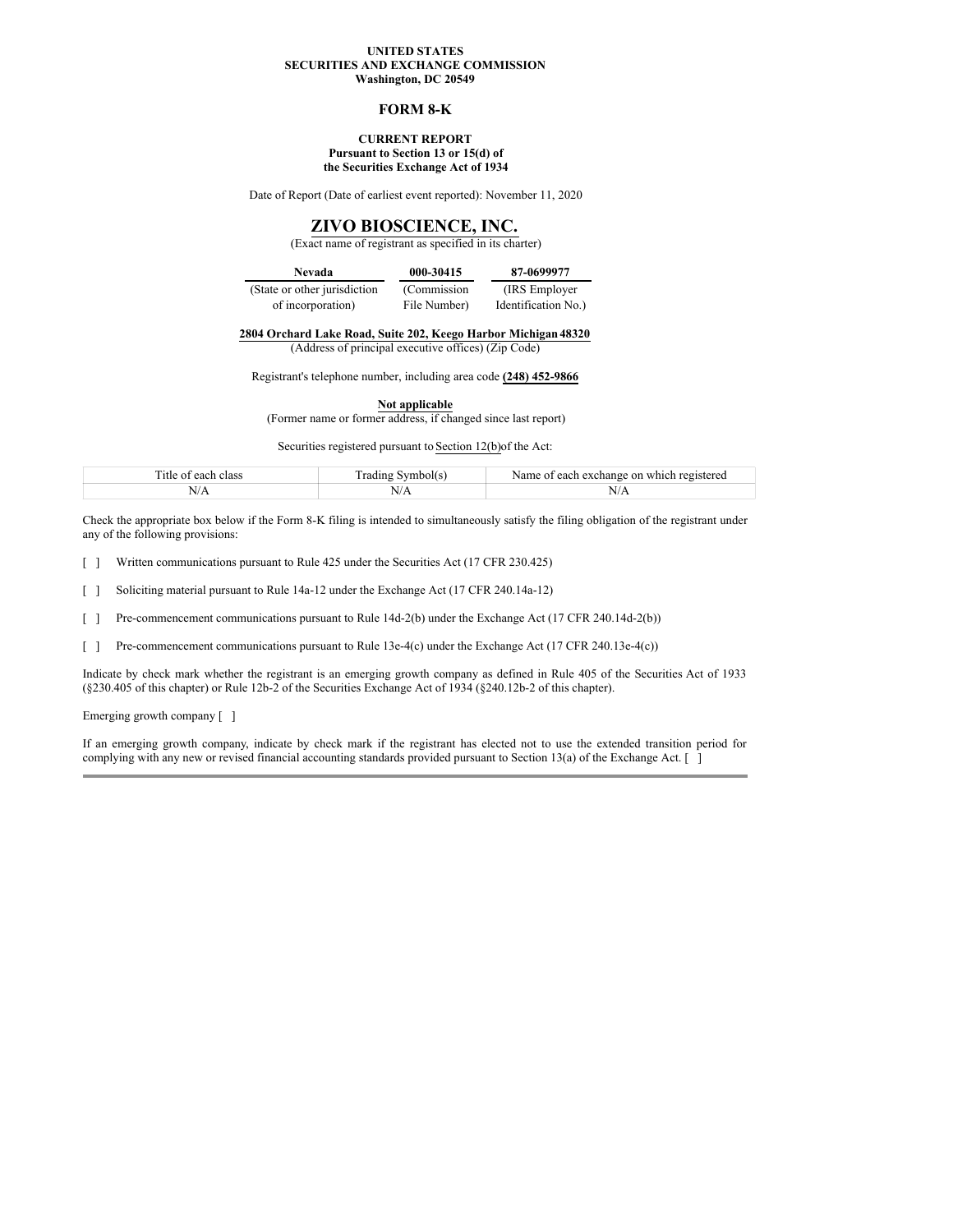**UNITED STATES**
**SECURITIES AND EXCHANGE COMMISSION**
**Washington, DC 20549**

# FORM 8-K

**CURRENT REPORT**
**Pursuant to Section 13 or 15(d) of**
**the Securities Exchange Act of 1934**

Date of Report (Date of earliest event reported): November 11, 2020

## ZIVO BIOSCIENCE, INC.

(Exact name of registrant as specified in its charter)

| Nevada | 000-30415 | 87-0699977 |
|---|---|---|
| (State or other jurisdiction of incorporation) | (Commission File Number) | (IRS Employer Identification No.) |

**2804 Orchard Lake Road, Suite 202, Keego Harbor Michigan 48320**
(Address of principal executive offices) (Zip Code)

Registrant's telephone number, including area code **(248) 452-9866**

**Not applicable**
(Former name or former address, if changed since last report)

Securities registered pursuant to Section 12(b) of the Act:

| Title of each class | Trading Symbol(s) | Name of each exchange on which registered |
|---|---|---|
| N/A | N/A | N/A |

Check the appropriate box below if the Form 8-K filing is intended to simultaneously satisfy the filing obligation of the registrant under any of the following provisions:

[ ] Written communications pursuant to Rule 425 under the Securities Act (17 CFR 230.425)

[ ] Soliciting material pursuant to Rule 14a-12 under the Exchange Act (17 CFR 240.14a-12)

[ ] Pre-commencement communications pursuant to Rule 14d-2(b) under the Exchange Act (17 CFR 240.14d-2(b))

[ ] Pre-commencement communications pursuant to Rule 13e-4(c) under the Exchange Act (17 CFR 240.13e-4(c))

Indicate by check mark whether the registrant is an emerging growth company as defined in Rule 405 of the Securities Act of 1933 (§230.405 of this chapter) or Rule 12b-2 of the Securities Exchange Act of 1934 (§240.12b-2 of this chapter).

Emerging growth company [ ]

If an emerging growth company, indicate by check mark if the registrant has elected not to use the extended transition period for complying with any new or revised financial accounting standards provided pursuant to Section 13(a) of the Exchange Act. [ ]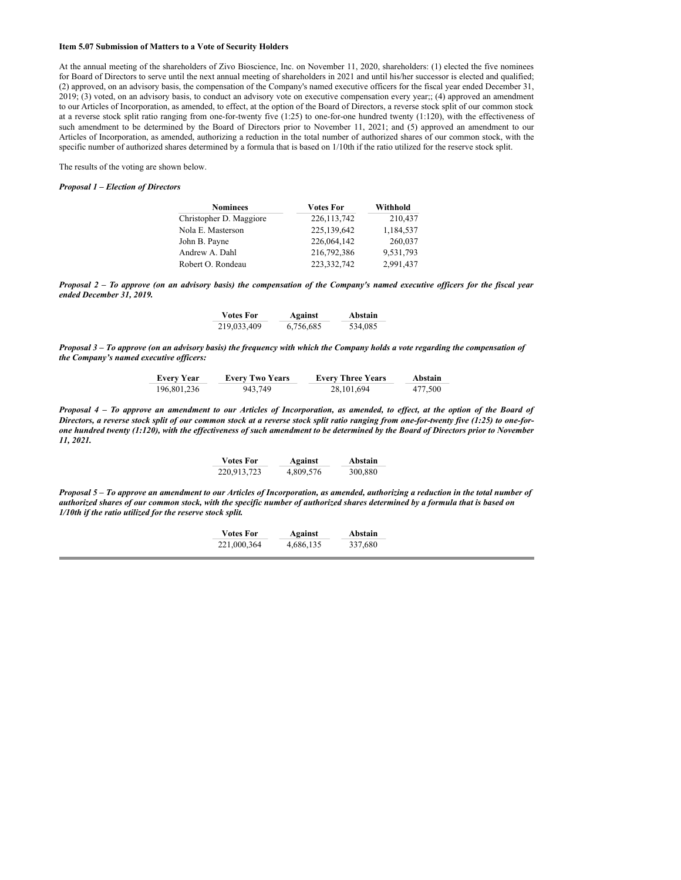**Item 5.07 Submission of Matters to a Vote of Security Holders**

At the annual meeting of the shareholders of Zivo Bioscience, Inc. on November 11, 2020, shareholders: (1) elected the five nominees for Board of Directors to serve until the next annual meeting of shareholders in 2021 and until his/her successor is elected and qualified; (2) approved, on an advisory basis, the compensation of the Company's named executive officers for the fiscal year ended December 31, 2019; (3) voted, on an advisory basis, to conduct an advisory vote on executive compensation every year;; (4) approved an amendment to our Articles of Incorporation, as amended, to effect, at the option of the Board of Directors, a reverse stock split of our common stock at a reverse stock split ratio ranging from one-for-twenty five (1:25) to one-for-one hundred twenty (1:120), with the effectiveness of such amendment to be determined by the Board of Directors prior to November 11, 2021; and (5) approved an amendment to our Articles of Incorporation, as amended, authorizing a reduction in the total number of authorized shares of our common stock, with the specific number of authorized shares determined by a formula that is based on 1/10th if the ratio utilized for the reserve stock split.

The results of the voting are shown below.

***Proposal 1 – Election of Directors***

| Nominees | Votes For | Withhold |
|---|---|---|
| Christopher D. Maggiore | 226,113,742 | 210,437 |
| Nola E. Masterson | 225,139,642 | 1,184,537 |
| John B. Payne | 226,064,142 | 260,037 |
| Andrew A. Dahl | 216,792,386 | 9,531,793 |
| Robert O. Rondeau | 223,332,742 | 2,991,437 |

***Proposal 2 – To approve (on an advisory basis) the compensation of the Company's named executive officers for the fiscal year ended December 31, 2019.***

| Votes For | Against | Abstain |
|---|---|---|
| 219,033,409 | 6,756,685 | 534,085 |

***Proposal 3 – To approve (on an advisory basis) the frequency with which the Company holds a vote regarding the compensation of the Company's named executive officers:***

| Every Year | Every Two Years | Every Three Years | Abstain |
|---|---|---|---|
| 196,801,236 | 943,749 | 28,101,694 | 477,500 |

***Proposal 4 – To approve an amendment to our Articles of Incorporation, as amended, to effect, at the option of the Board of Directors, a reverse stock split of our common stock at a reverse stock split ratio ranging from one-for-twenty five (1:25) to one-for-one hundred twenty (1:120), with the effectiveness of such amendment to be determined by the Board of Directors prior to November 11, 2021.***

| Votes For | Against | Abstain |
|---|---|---|
| 220,913,723 | 4,809,576 | 300,880 |

***Proposal 5 – To approve an amendment to our Articles of Incorporation, as amended, authorizing a reduction in the total number of authorized shares of our common stock, with the specific number of authorized shares determined by a formula that is based on 1/10th if the ratio utilized for the reserve stock split.***

| Votes For | Against | Abstain |
|---|---|---|
| 221,000,364 | 4,686,135 | 337,680 |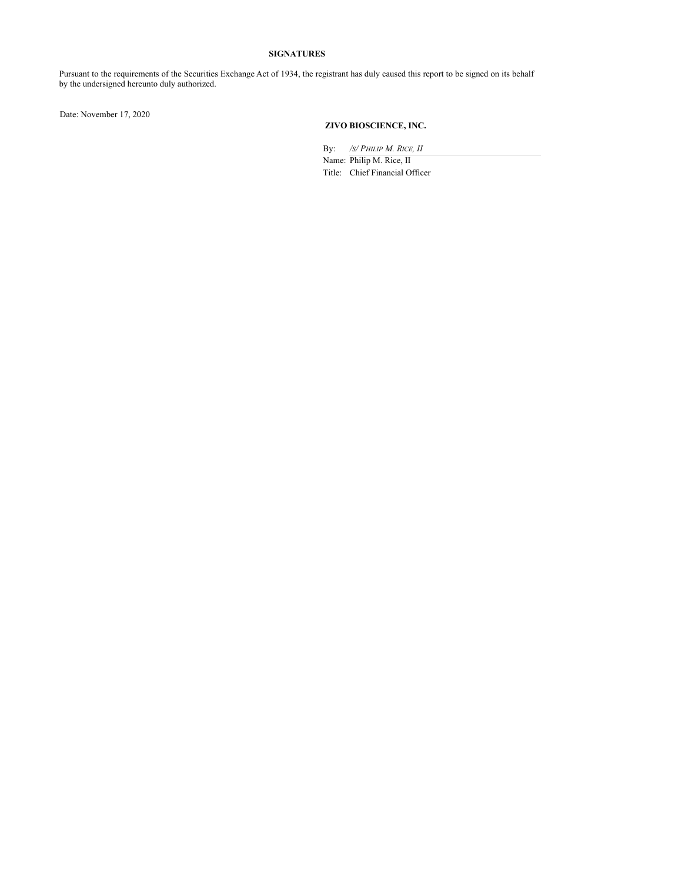## SIGNATURES

Pursuant to the requirements of the Securities Exchange Act of 1934, the registrant has duly caused this report to be signed on its behalf by the undersigned hereunto duly authorized.

Date: November 17, 2020

**ZIVO BIOSCIENCE, INC.**

By: */S/ PHILIP M. RICE, II*

Name: Philip M. Rice, II

Title: Chief Financial Officer